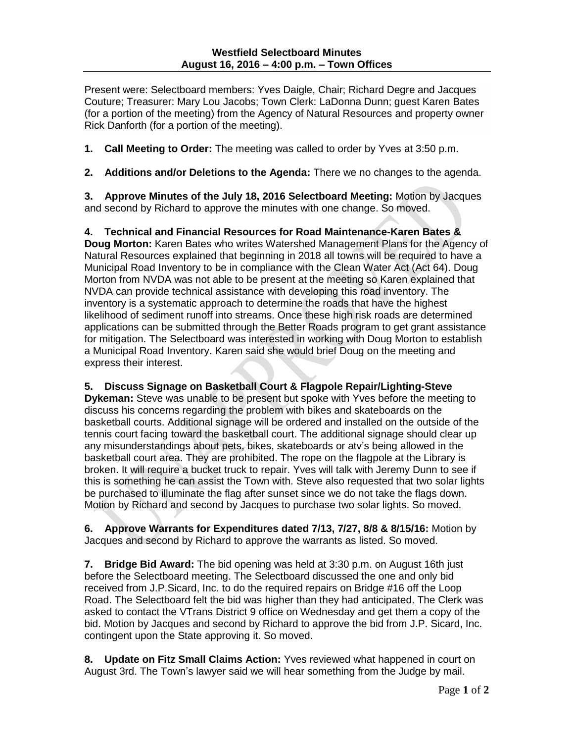**Westfield Selectboard Minutes**
**August 16, 2016 – 4:00 p.m. – Town Offices**

Present were: Selectboard members: Yves Daigle, Chair; Richard Degre and Jacques Couture; Treasurer: Mary Lou Jacobs; Town Clerk: LaDonna Dunn; guest Karen Bates (for a portion of the meeting) from the Agency of Natural Resources and property owner Rick Danforth (for a portion of the meeting).

**1. Call Meeting to Order:** The meeting was called to order by Yves at 3:50 p.m.

**2. Additions and/or Deletions to the Agenda:** There we no changes to the agenda.

**3. Approve Minutes of the July 18, 2016 Selectboard Meeting:** Motion by Jacques and second by Richard to approve the minutes with one change. So moved.

**4. Technical and Financial Resources for Road Maintenance-Karen Bates & Doug Morton:** Karen Bates who writes Watershed Management Plans for the Agency of Natural Resources explained that beginning in 2018 all towns will be required to have a Municipal Road Inventory to be in compliance with the Clean Water Act (Act 64). Doug Morton from NVDA was not able to be present at the meeting so Karen explained that NVDA can provide technical assistance with developing this road inventory. The inventory is a systematic approach to determine the roads that have the highest likelihood of sediment runoff into streams. Once these high risk roads are determined applications can be submitted through the Better Roads program to get grant assistance for mitigation. The Selectboard was interested in working with Doug Morton to establish a Municipal Road Inventory. Karen said she would brief Doug on the meeting and express their interest.

**5. Discuss Signage on Basketball Court & Flagpole Repair/Lighting-Steve Dykeman:** Steve was unable to be present but spoke with Yves before the meeting to discuss his concerns regarding the problem with bikes and skateboards on the basketball courts. Additional signage will be ordered and installed on the outside of the tennis court facing toward the basketball court. The additional signage should clear up any misunderstandings about pets, bikes, skateboards or atv's being allowed in the basketball court area. They are prohibited. The rope on the flagpole at the Library is broken. It will require a bucket truck to repair. Yves will talk with Jeremy Dunn to see if this is something he can assist the Town with. Steve also requested that two solar lights be purchased to illuminate the flag after sunset since we do not take the flags down. Motion by Richard and second by Jacques to purchase two solar lights. So moved.

**6. Approve Warrants for Expenditures dated 7/13, 7/27, 8/8 & 8/15/16:** Motion by Jacques and second by Richard to approve the warrants as listed. So moved.

**7. Bridge Bid Award:** The bid opening was held at 3:30 p.m. on August 16th just before the Selectboard meeting. The Selectboard discussed the one and only bid received from J.P.Sicard, Inc. to do the required repairs on Bridge #16 off the Loop Road. The Selectboard felt the bid was higher than they had anticipated. The Clerk was asked to contact the VTrans District 9 office on Wednesday and get them a copy of the bid. Motion by Jacques and second by Richard to approve the bid from J.P. Sicard, Inc. contingent upon the State approving it. So moved.

**8. Update on Fitz Small Claims Action:** Yves reviewed what happened in court on August 3rd. The Town's lawyer said we will hear something from the Judge by mail.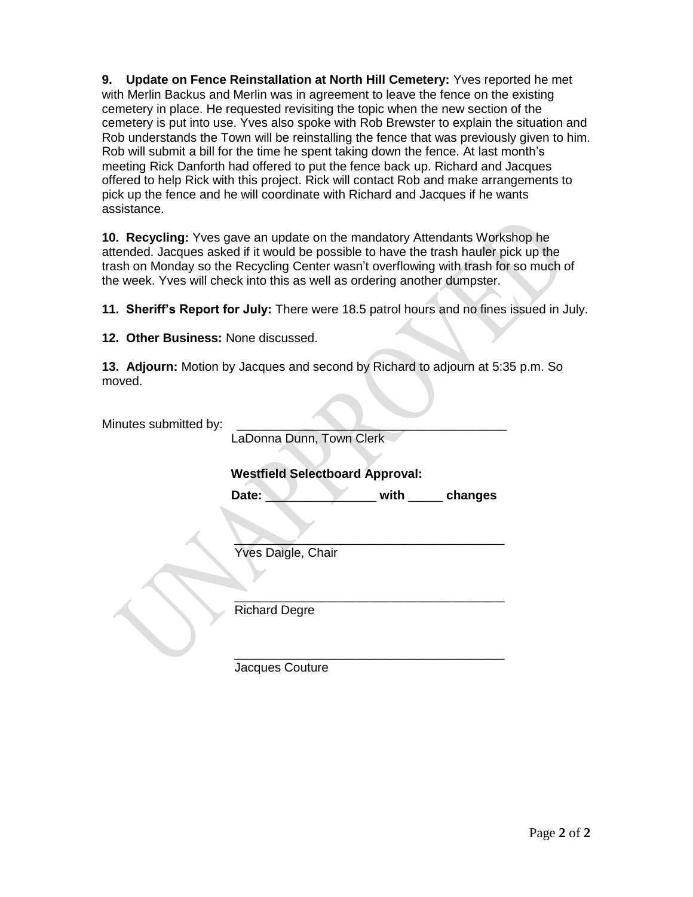**9. Update on Fence Reinstallation at North Hill Cemetery:** Yves reported he met with Merlin Backus and Merlin was in agreement to leave the fence on the existing cemetery in place. He requested revisiting the topic when the new section of the cemetery is put into use. Yves also spoke with Rob Brewster to explain the situation and Rob understands the Town will be reinstalling the fence that was previously given to him. Rob will submit a bill for the time he spent taking down the fence. At last month's meeting Rick Danforth had offered to put the fence back up. Richard and Jacques offered to help Rick with this project. Rick will contact Rob and make arrangements to pick up the fence and he will coordinate with Richard and Jacques if he wants assistance.

**10. Recycling:** Yves gave an update on the mandatory Attendants Workshop he attended. Jacques asked if it would be possible to have the trash hauler pick up the trash on Monday so the Recycling Center wasn't overflowing with trash for so much of the week. Yves will check into this as well as ordering another dumpster.

**11. Sheriff's Report for July:** There were 18.5 patrol hours and no fines issued in July.

**12. Other Business:** None discussed.

**13. Adjourn:** Motion by Jacques and second by Richard to adjourn at 5:35 p.m. So moved.

Minutes submitted by: ________________________________________
LaDonna Dunn, Town Clerk

**Westfield Selectboard Approval:**

**Date:** ________________ **with** _____ **changes**

________________________________________
Yves Daigle, Chair

________________________________________
Richard Degre

________________________________________
Jacques Couture

UNAPPROVED